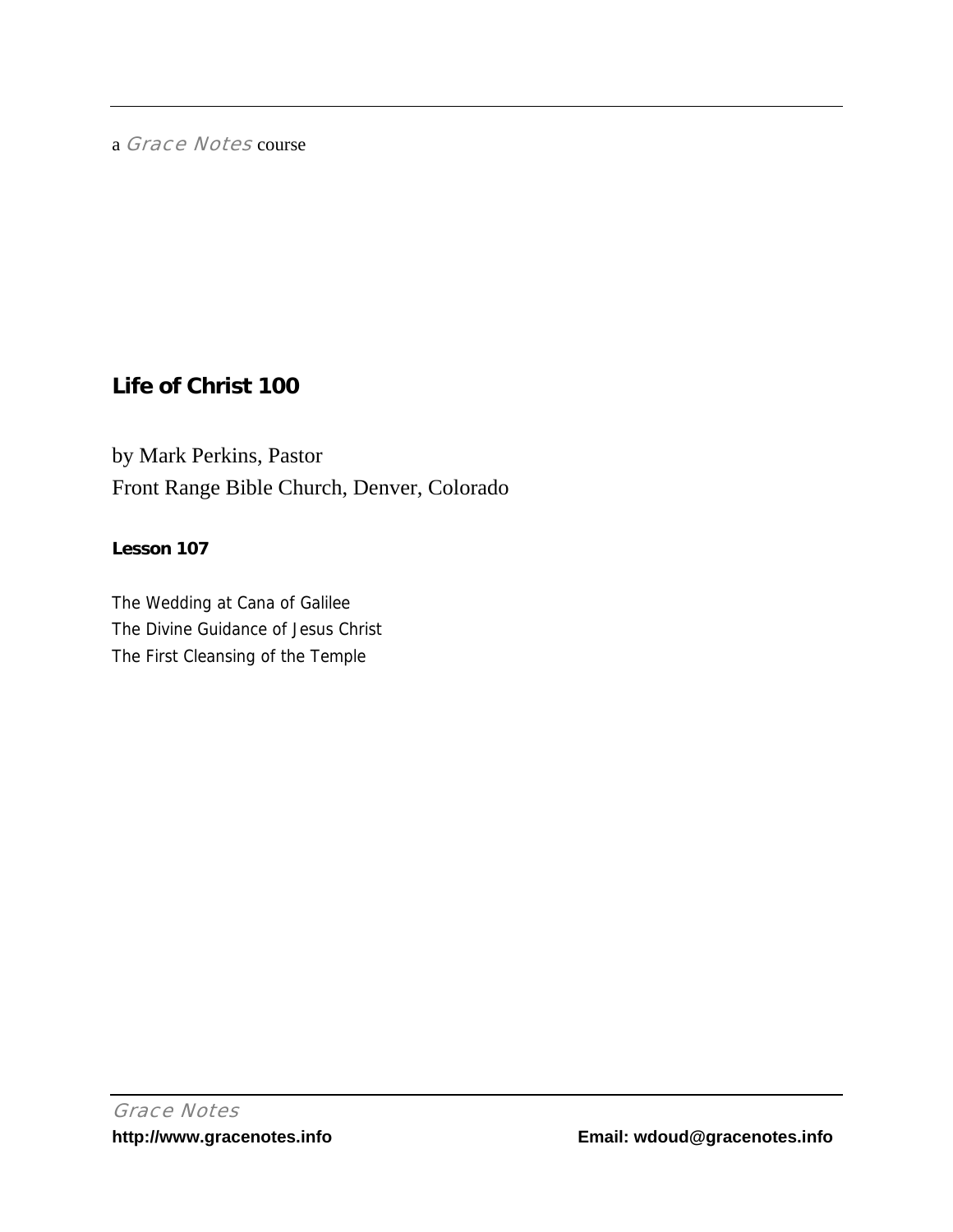a *Grace Notes* course

# Life of Christ 100

by Mark Perkins, Pastor
Front Range Bible Church, Denver, Colorado

**Lesson 107**

The Wedding at Cana of Galilee
The Divine Guidance of Jesus Christ
The First Cleansing of the Temple

*Grace Notes*
**http://www.gracenotes.info** **Email: wdoud@gracenotes.info**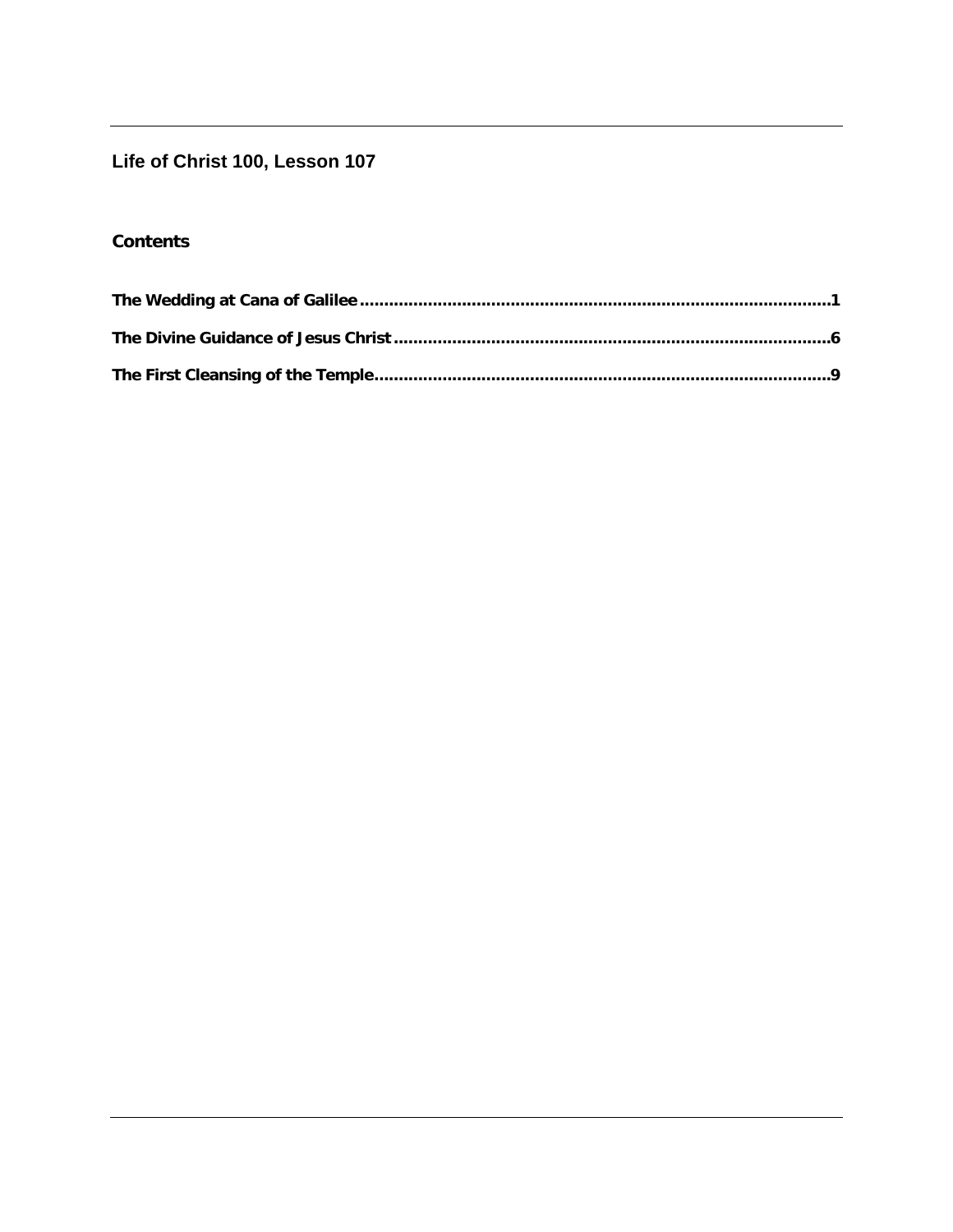## Life of Christ 100, Lesson 107

### Contents

**The Wedding at Cana of Galilee................................................................................................1**

**The Divine Guidance of Jesus Christ.........................................................................................6**

**The First Cleansing of the Temple.............................................................................................9**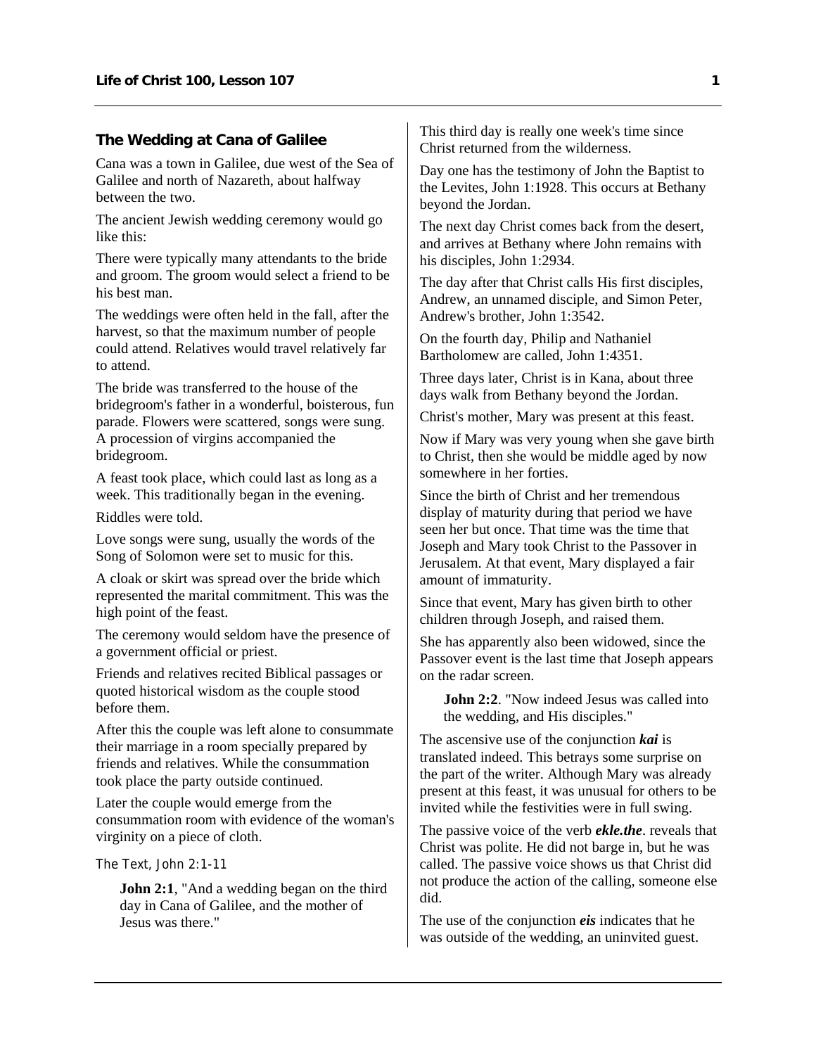## The Wedding at Cana of Galilee

Cana was a town in Galilee, due west of the Sea of Galilee and north of Nazareth, about halfway between the two.

The ancient Jewish wedding ceremony would go like this:

There were typically many attendants to the bride and groom. The groom would select a friend to be his best man.

The weddings were often held in the fall, after the harvest, so that the maximum number of people could attend. Relatives would travel relatively far to attend.

The bride was transferred to the house of the bridegroom's father in a wonderful, boisterous, fun parade. Flowers were scattered, songs were sung. A procession of virgins accompanied the bridegroom.

A feast took place, which could last as long as a week. This traditionally began in the evening.

Riddles were told.

Love songs were sung, usually the words of the Song of Solomon were set to music for this.

A cloak or skirt was spread over the bride which represented the marital commitment. This was the high point of the feast.

The ceremony would seldom have the presence of a government official or priest.

Friends and relatives recited Biblical passages or quoted historical wisdom as the couple stood before them.

After this the couple was left alone to consummate their marriage in a room specially prepared by friends and relatives. While the consummation took place the party outside continued.

Later the couple would emerge from the consummation room with evidence of the woman's virginity on a piece of cloth.

The Text, John 2:1-11

> **John 2:1**, "And a wedding began on the third day in Cana of Galilee, and the mother of Jesus was there."

This third day is really one week's time since Christ returned from the wilderness.

Day one has the testimony of John the Baptist to the Levites, John 1:1928. This occurs at Bethany beyond the Jordan.

The next day Christ comes back from the desert, and arrives at Bethany where John remains with his disciples, John 1:2934.

The day after that Christ calls His first disciples, Andrew, an unnamed disciple, and Simon Peter, Andrew's brother, John 1:3542.

On the fourth day, Philip and Nathaniel Bartholomew are called, John 1:4351.

Three days later, Christ is in Kana, about three days walk from Bethany beyond the Jordan.

Christ's mother, Mary was present at this feast.

Now if Mary was very young when she gave birth to Christ, then she would be middle aged by now somewhere in her forties.

Since the birth of Christ and her tremendous display of maturity during that period we have seen her but once. That time was the time that Joseph and Mary took Christ to the Passover in Jerusalem. At that event, Mary displayed a fair amount of immaturity.

Since that event, Mary has given birth to other children through Joseph, and raised them.

She has apparently also been widowed, since the Passover event is the last time that Joseph appears on the radar screen.

> **John 2:2**. "Now indeed Jesus was called into the wedding, and His disciples."

The ascensive use of the conjunction ***kai*** is translated indeed. This betrays some surprise on the part of the writer. Although Mary was already present at this feast, it was unusual for others to be invited while the festivities were in full swing.

The passive voice of the verb ***ekle.the***. reveals that Christ was polite. He did not barge in, but he was called. The passive voice shows us that Christ did not produce the action of the calling, someone else did.

The use of the conjunction ***eis*** indicates that he was outside of the wedding, an uninvited guest.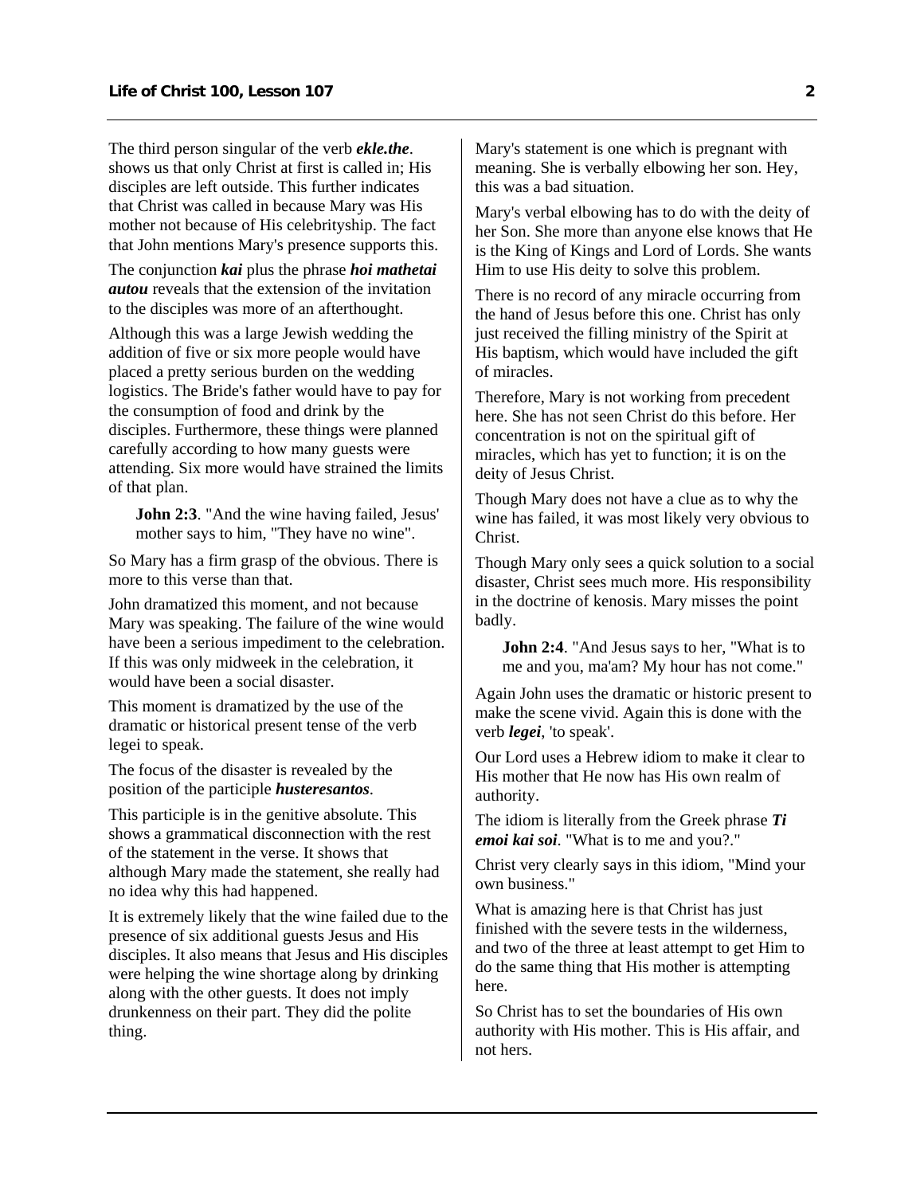The third person singular of the verb ***ekle.the***. shows us that only Christ at first is called in; His disciples are left outside. This further indicates that Christ was called in because Mary was His mother not because of His celebrityship. The fact that John mentions Mary's presence supports this.

The conjunction ***kai*** plus the phrase ***hoi mathetai autou*** reveals that the extension of the invitation to the disciples was more of an afterthought.

Although this was a large Jewish wedding the addition of five or six more people would have placed a pretty serious burden on the wedding logistics. The Bride's father would have to pay for the consumption of food and drink by the disciples. Furthermore, these things were planned carefully according to how many guests were attending. Six more would have strained the limits of that plan.

> **John 2:3**. "And the wine having failed, Jesus' mother says to him, "They have no wine".

So Mary has a firm grasp of the obvious. There is more to this verse than that.

John dramatized this moment, and not because Mary was speaking. The failure of the wine would have been a serious impediment to the celebration. If this was only midweek in the celebration, it would have been a social disaster.

This moment is dramatized by the use of the dramatic or historical present tense of the verb legei to speak.

The focus of the disaster is revealed by the position of the participle ***husteresantos***.

This participle is in the genitive absolute. This shows a grammatical disconnection with the rest of the statement in the verse. It shows that although Mary made the statement, she really had no idea why this had happened.

It is extremely likely that the wine failed due to the presence of six additional guests Jesus and His disciples. It also means that Jesus and His disciples were helping the wine shortage along by drinking along with the other guests. It does not imply drunkenness on their part. They did the polite thing.

Mary's statement is one which is pregnant with meaning. She is verbally elbowing her son. Hey, this was a bad situation.

Mary's verbal elbowing has to do with the deity of her Son. She more than anyone else knows that He is the King of Kings and Lord of Lords. She wants Him to use His deity to solve this problem.

There is no record of any miracle occurring from the hand of Jesus before this one. Christ has only just received the filling ministry of the Spirit at His baptism, which would have included the gift of miracles.

Therefore, Mary is not working from precedent here. She has not seen Christ do this before. Her concentration is not on the spiritual gift of miracles, which has yet to function; it is on the deity of Jesus Christ.

Though Mary does not have a clue as to why the wine has failed, it was most likely very obvious to Christ.

Though Mary only sees a quick solution to a social disaster, Christ sees much more. His responsibility in the doctrine of kenosis. Mary misses the point badly.

> **John 2:4**. "And Jesus says to her, "What is to me and you, ma'am? My hour has not come."

Again John uses the dramatic or historic present to make the scene vivid. Again this is done with the verb ***legei***, 'to speak'.

Our Lord uses a Hebrew idiom to make it clear to His mother that He now has His own realm of authority.

The idiom is literally from the Greek phrase ***Ti emoi kai soi***. "What is to me and you?."

Christ very clearly says in this idiom, "Mind your own business."

What is amazing here is that Christ has just finished with the severe tests in the wilderness, and two of the three at least attempt to get Him to do the same thing that His mother is attempting here.

So Christ has to set the boundaries of His own authority with His mother. This is His affair, and not hers.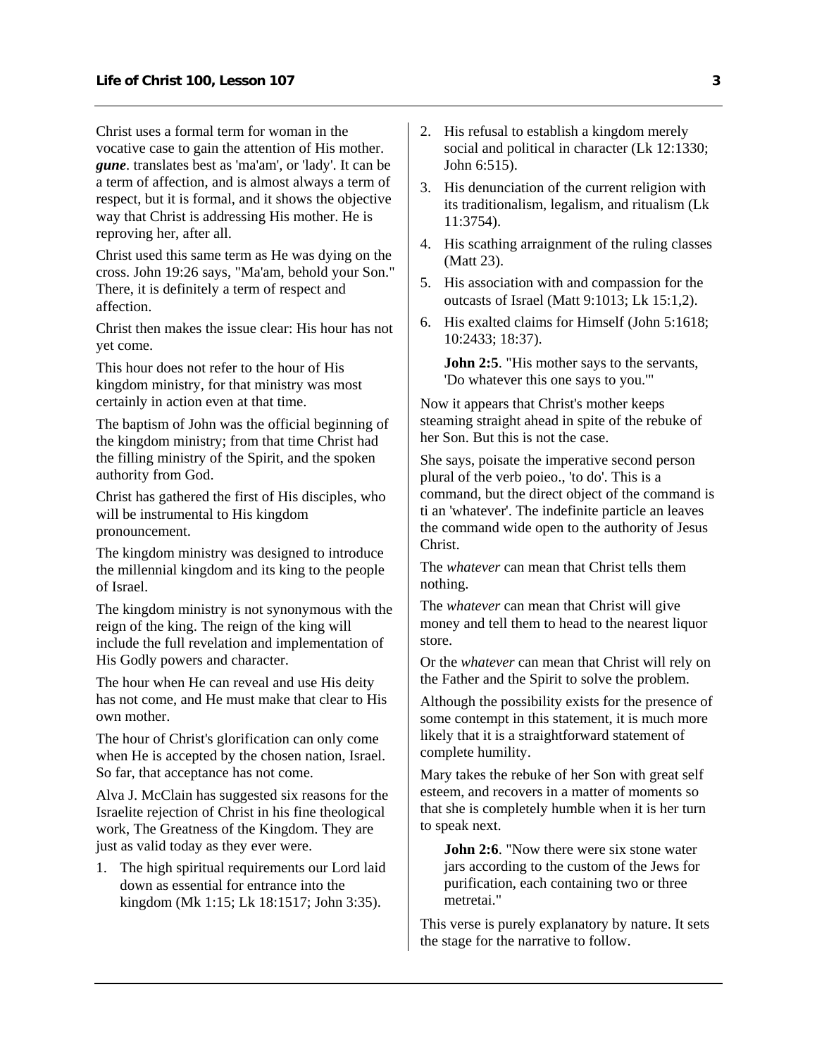Christ uses a formal term for woman in the vocative case to gain the attention of His mother. ***gune***. translates best as 'ma'am', or 'lady'. It can be a term of affection, and is almost always a term of respect, but it is formal, and it shows the objective way that Christ is addressing His mother. He is reproving her, after all.

Christ used this same term as He was dying on the cross. John 19:26 says, "Ma'am, behold your Son." There, it is definitely a term of respect and affection.

Christ then makes the issue clear: His hour has not yet come.

This hour does not refer to the hour of His kingdom ministry, for that ministry was most certainly in action even at that time.

The baptism of John was the official beginning of the kingdom ministry; from that time Christ had the filling ministry of the Spirit, and the spoken authority from God.

Christ has gathered the first of His disciples, who will be instrumental to His kingdom pronouncement.

The kingdom ministry was designed to introduce the millennial kingdom and its king to the people of Israel.

The kingdom ministry is not synonymous with the reign of the king. The reign of the king will include the full revelation and implementation of His Godly powers and character.

The hour when He can reveal and use His deity has not come, and He must make that clear to His own mother.

The hour of Christ's glorification can only come when He is accepted by the chosen nation, Israel. So far, that acceptance has not come.

Alva J. McClain has suggested six reasons for the Israelite rejection of Christ in his fine theological work, The Greatness of the Kingdom. They are just as valid today as they ever were.

1. The high spiritual requirements our Lord laid down as essential for entrance into the kingdom (Mk 1:15; Lk 18:1517; John 3:35).
2. His refusal to establish a kingdom merely social and political in character (Lk 12:1330; John 6:515).
3. His denunciation of the current religion with its traditionalism, legalism, and ritualism (Lk 11:3754).
4. His scathing arraignment of the ruling classes (Matt 23).
5. His association with and compassion for the outcasts of Israel (Matt 9:1013; Lk 15:1,2).
6. His exalted claims for Himself (John 5:1618; 10:2433; 18:37).

> **John 2:5**. "His mother says to the servants, 'Do whatever this one says to you.'"

Now it appears that Christ's mother keeps steaming straight ahead in spite of the rebuke of her Son. But this is not the case.

She says, poisate the imperative second person plural of the verb poieo., 'to do'. This is a command, but the direct object of the command is ti an 'whatever'. The indefinite particle an leaves the command wide open to the authority of Jesus Christ.

The *whatever* can mean that Christ tells them nothing.

The *whatever* can mean that Christ will give money and tell them to head to the nearest liquor store.

Or the *whatever* can mean that Christ will rely on the Father and the Spirit to solve the problem.

Although the possibility exists for the presence of some contempt in this statement, it is much more likely that it is a straightforward statement of complete humility.

Mary takes the rebuke of her Son with great self esteem, and recovers in a matter of moments so that she is completely humble when it is her turn to speak next.

> **John 2:6**. "Now there were six stone water jars according to the custom of the Jews for purification, each containing two or three metretai."

This verse is purely explanatory by nature. It sets the stage for the narrative to follow.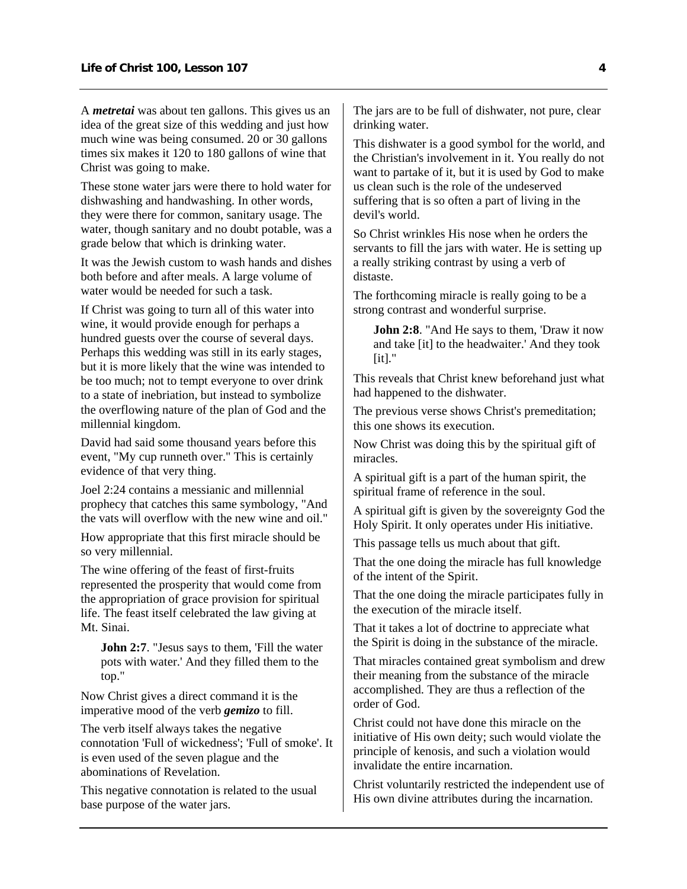A ***metretai*** was about ten gallons. This gives us an idea of the great size of this wedding and just how much wine was being consumed. 20 or 30 gallons times six makes it 120 to 180 gallons of wine that Christ was going to make.

These stone water jars were there to hold water for dishwashing and handwashing. In other words, they were there for common, sanitary usage. The water, though sanitary and no doubt potable, was a grade below that which is drinking water.

It was the Jewish custom to wash hands and dishes both before and after meals. A large volume of water would be needed for such a task.

If Christ was going to turn all of this water into wine, it would provide enough for perhaps a hundred guests over the course of several days. Perhaps this wedding was still in its early stages, but it is more likely that the wine was intended to be too much; not to tempt everyone to over drink to a state of inebriation, but instead to symbolize the overflowing nature of the plan of God and the millennial kingdom.

David had said some thousand years before this event, "My cup runneth over." This is certainly evidence of that very thing.

Joel 2:24 contains a messianic and millennial prophecy that catches this same symbology, "And the vats will overflow with the new wine and oil."

How appropriate that this first miracle should be so very millennial.

The wine offering of the feast of first-fruits represented the prosperity that would come from the appropriation of grace provision for spiritual life. The feast itself celebrated the law giving at Mt. Sinai.

> **John 2:7**. "Jesus says to them, 'Fill the water pots with water.' And they filled them to the top."

Now Christ gives a direct command it is the imperative mood of the verb ***gemizo*** to fill.

The verb itself always takes the negative connotation 'Full of wickedness'; 'Full of smoke'. It is even used of the seven plague and the abominations of Revelation.

This negative connotation is related to the usual base purpose of the water jars.

The jars are to be full of dishwater, not pure, clear drinking water.

This dishwater is a good symbol for the world, and the Christian's involvement in it. You really do not want to partake of it, but it is used by God to make us clean such is the role of the undeserved suffering that is so often a part of living in the devil's world.

So Christ wrinkles His nose when he orders the servants to fill the jars with water. He is setting up a really striking contrast by using a verb of distaste.

The forthcoming miracle is really going to be a strong contrast and wonderful surprise.

> **John 2:8**. "And He says to them, 'Draw it now and take [it] to the headwaiter.' And they took [it]."

This reveals that Christ knew beforehand just what had happened to the dishwater.

The previous verse shows Christ's premeditation; this one shows its execution.

Now Christ was doing this by the spiritual gift of miracles.

A spiritual gift is a part of the human spirit, the spiritual frame of reference in the soul.

A spiritual gift is given by the sovereignty God the Holy Spirit. It only operates under His initiative.

This passage tells us much about that gift.

That the one doing the miracle has full knowledge of the intent of the Spirit.

That the one doing the miracle participates fully in the execution of the miracle itself.

That it takes a lot of doctrine to appreciate what the Spirit is doing in the substance of the miracle.

That miracles contained great symbolism and drew their meaning from the substance of the miracle accomplished. They are thus a reflection of the order of God.

Christ could not have done this miracle on the initiative of His own deity; such would violate the principle of kenosis, and such a violation would invalidate the entire incarnation.

Christ voluntarily restricted the independent use of His own divine attributes during the incarnation.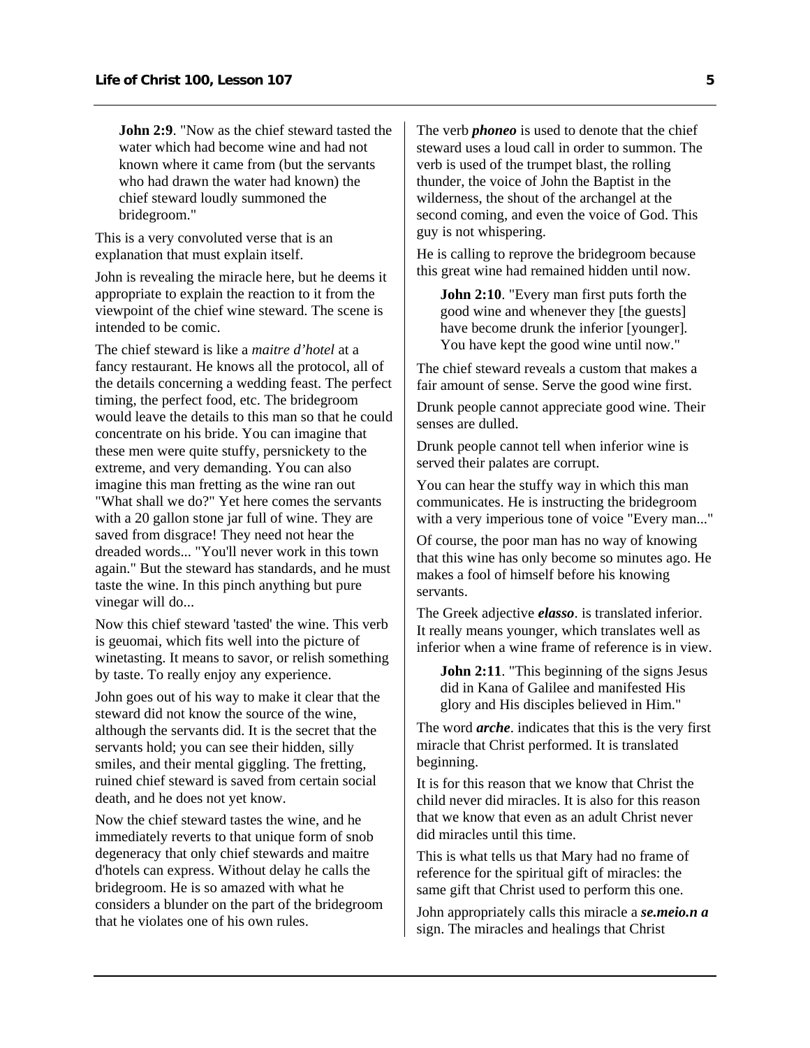> **John 2:9**. "Now as the chief steward tasted the water which had become wine and had not known where it came from (but the servants who had drawn the water had known) the chief steward loudly summoned the bridegroom."

This is a very convoluted verse that is an explanation that must explain itself.

John is revealing the miracle here, but he deems it appropriate to explain the reaction to it from the viewpoint of the chief wine steward. The scene is intended to be comic.

The chief steward is like a *maitre d'hotel* at a fancy restaurant. He knows all the protocol, all of the details concerning a wedding feast. The perfect timing, the perfect food, etc. The bridegroom would leave the details to this man so that he could concentrate on his bride. You can imagine that these men were quite stuffy, persnickety to the extreme, and very demanding. You can also imagine this man fretting as the wine ran out "What shall we do?" Yet here comes the servants with a 20 gallon stone jar full of wine. They are saved from disgrace! They need not hear the dreaded words... "You'll never work in this town again." But the steward has standards, and he must taste the wine. In this pinch anything but pure vinegar will do...

Now this chief steward 'tasted' the wine. This verb is geuomai, which fits well into the picture of winetasting. It means to savor, or relish something by taste. To really enjoy any experience.

John goes out of his way to make it clear that the steward did not know the source of the wine, although the servants did. It is the secret that the servants hold; you can see their hidden, silly smiles, and their mental giggling. The fretting, ruined chief steward is saved from certain social death, and he does not yet know.

Now the chief steward tastes the wine, and he immediately reverts to that unique form of snob degeneracy that only chief stewards and maitre d'hotels can express. Without delay he calls the bridegroom. He is so amazed with what he considers a blunder on the part of the bridegroom that he violates one of his own rules.

The verb ***phoneo*** is used to denote that the chief steward uses a loud call in order to summon. The verb is used of the trumpet blast, the rolling thunder, the voice of John the Baptist in the wilderness, the shout of the archangel at the second coming, and even the voice of God. This guy is not whispering.

He is calling to reprove the bridegroom because this great wine had remained hidden until now.

> **John 2:10**. "Every man first puts forth the good wine and whenever they [the guests] have become drunk the inferior [younger]. You have kept the good wine until now."

The chief steward reveals a custom that makes a fair amount of sense. Serve the good wine first.

Drunk people cannot appreciate good wine. Their senses are dulled.

Drunk people cannot tell when inferior wine is served their palates are corrupt.

You can hear the stuffy way in which this man communicates. He is instructing the bridegroom with a very imperious tone of voice "Every man..."

Of course, the poor man has no way of knowing that this wine has only become so minutes ago. He makes a fool of himself before his knowing servants.

The Greek adjective ***elasso***. is translated inferior. It really means younger, which translates well as inferior when a wine frame of reference is in view.

> **John 2:11**. "This beginning of the signs Jesus did in Kana of Galilee and manifested His glory and His disciples believed in Him."

The word ***arche***. indicates that this is the very first miracle that Christ performed. It is translated beginning.

It is for this reason that we know that Christ the child never did miracles. It is also for this reason that we know that even as an adult Christ never did miracles until this time.

This is what tells us that Mary had no frame of reference for the spiritual gift of miracles: the same gift that Christ used to perform this one.

John appropriately calls this miracle a ***se.meio.n a*** sign. The miracles and healings that Christ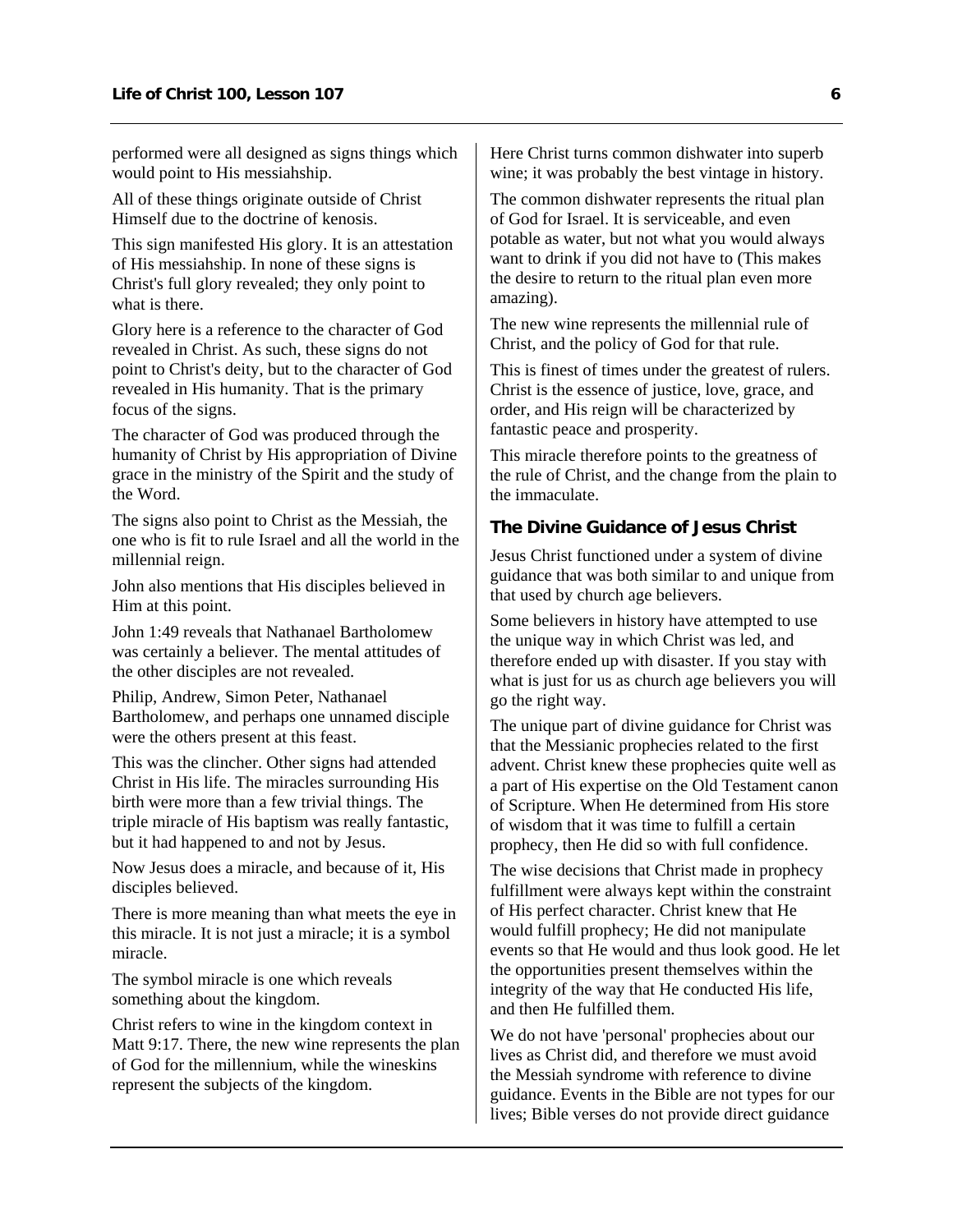performed were all designed as signs things which would point to His messiahship.

All of these things originate outside of Christ Himself due to the doctrine of kenosis.

This sign manifested His glory. It is an attestation of His messiahship. In none of these signs is Christ's full glory revealed; they only point to what is there.

Glory here is a reference to the character of God revealed in Christ. As such, these signs do not point to Christ's deity, but to the character of God revealed in His humanity. That is the primary focus of the signs.

The character of God was produced through the humanity of Christ by His appropriation of Divine grace in the ministry of the Spirit and the study of the Word.

The signs also point to Christ as the Messiah, the one who is fit to rule Israel and all the world in the millennial reign.

John also mentions that His disciples believed in Him at this point.

John 1:49 reveals that Nathanael Bartholomew was certainly a believer. The mental attitudes of the other disciples are not revealed.

Philip, Andrew, Simon Peter, Nathanael Bartholomew, and perhaps one unnamed disciple were the others present at this feast.

This was the clincher. Other signs had attended Christ in His life. The miracles surrounding His birth were more than a few trivial things. The triple miracle of His baptism was really fantastic, but it had happened to and not by Jesus.

Now Jesus does a miracle, and because of it, His disciples believed.

There is more meaning than what meets the eye in this miracle. It is not just a miracle; it is a symbol miracle.

The symbol miracle is one which reveals something about the kingdom.

Christ refers to wine in the kingdom context in Matt 9:17. There, the new wine represents the plan of God for the millennium, while the wineskins represent the subjects of the kingdom.

Here Christ turns common dishwater into superb wine; it was probably the best vintage in history.

The common dishwater represents the ritual plan of God for Israel. It is serviceable, and even potable as water, but not what you would always want to drink if you did not have to (This makes the desire to return to the ritual plan even more amazing).

The new wine represents the millennial rule of Christ, and the policy of God for that rule.

This is finest of times under the greatest of rulers. Christ is the essence of justice, love, grace, and order, and His reign will be characterized by fantastic peace and prosperity.

This miracle therefore points to the greatness of the rule of Christ, and the change from the plain to the immaculate.

### The Divine Guidance of Jesus Christ

Jesus Christ functioned under a system of divine guidance that was both similar to and unique from that used by church age believers.

Some believers in history have attempted to use the unique way in which Christ was led, and therefore ended up with disaster. If you stay with what is just for us as church age believers you will go the right way.

The unique part of divine guidance for Christ was that the Messianic prophecies related to the first advent. Christ knew these prophecies quite well as a part of His expertise on the Old Testament canon of Scripture. When He determined from His store of wisdom that it was time to fulfill a certain prophecy, then He did so with full confidence.

The wise decisions that Christ made in prophecy fulfillment were always kept within the constraint of His perfect character. Christ knew that He would fulfill prophecy; He did not manipulate events so that He would and thus look good. He let the opportunities present themselves within the integrity of the way that He conducted His life, and then He fulfilled them.

We do not have 'personal' prophecies about our lives as Christ did, and therefore we must avoid the Messiah syndrome with reference to divine guidance. Events in the Bible are not types for our lives; Bible verses do not provide direct guidance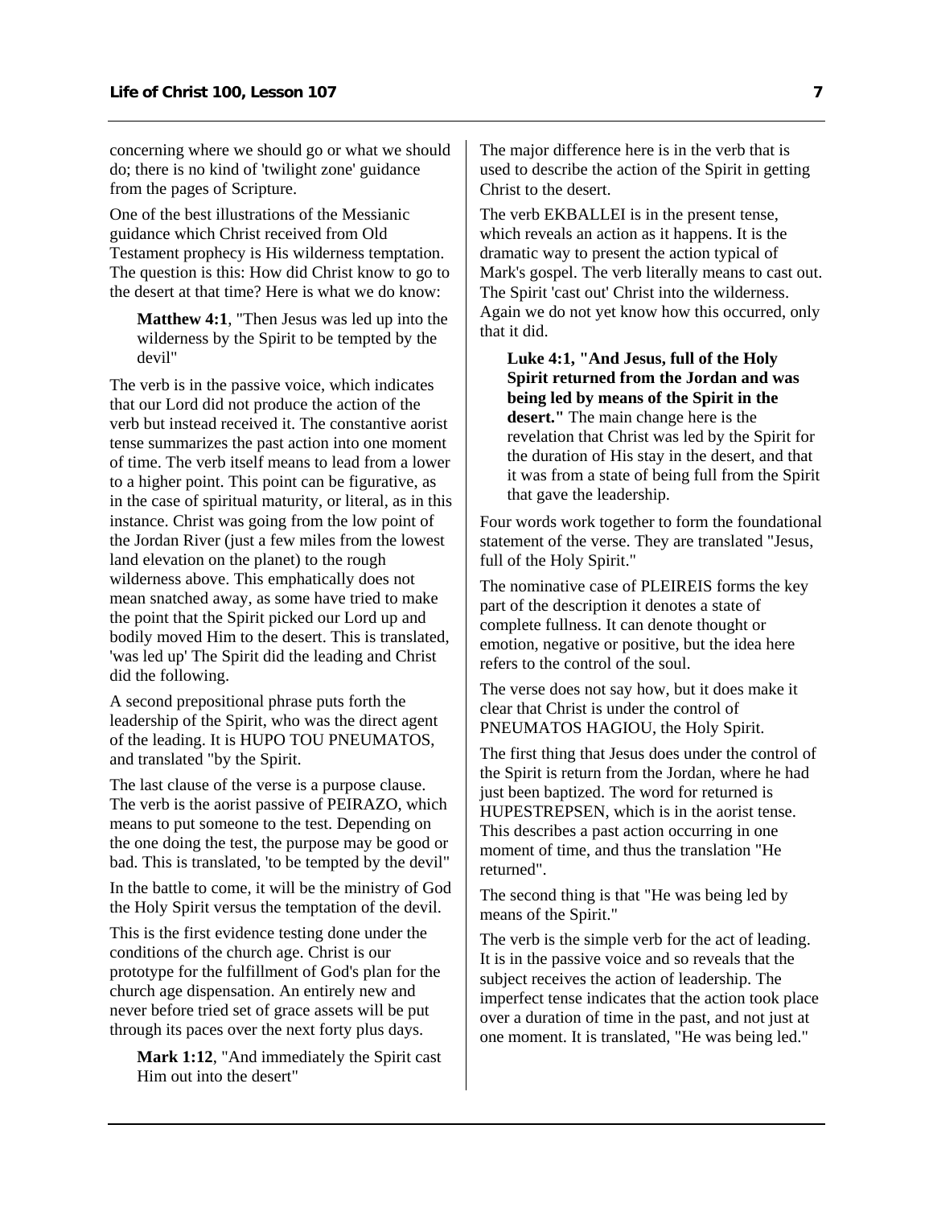concerning where we should go or what we should do; there is no kind of 'twilight zone' guidance from the pages of Scripture.

One of the best illustrations of the Messianic guidance which Christ received from Old Testament prophecy is His wilderness temptation. The question is this: How did Christ know to go to the desert at that time? Here is what we do know:

> **Matthew 4:1**, "Then Jesus was led up into the wilderness by the Spirit to be tempted by the devil"

The verb is in the passive voice, which indicates that our Lord did not produce the action of the verb but instead received it. The constantive aorist tense summarizes the past action into one moment of time. The verb itself means to lead from a lower to a higher point. This point can be figurative, as in the case of spiritual maturity, or literal, as in this instance. Christ was going from the low point of the Jordan River (just a few miles from the lowest land elevation on the planet) to the rough wilderness above. This emphatically does not mean snatched away, as some have tried to make the point that the Spirit picked our Lord up and bodily moved Him to the desert. This is translated, 'was led up' The Spirit did the leading and Christ did the following.

A second prepositional phrase puts forth the leadership of the Spirit, who was the direct agent of the leading. It is HUPO TOU PNEUMATOS, and translated "by the Spirit.

The last clause of the verse is a purpose clause. The verb is the aorist passive of PEIRAZO, which means to put someone to the test. Depending on the one doing the test, the purpose may be good or bad. This is translated, 'to be tempted by the devil"

In the battle to come, it will be the ministry of God the Holy Spirit versus the temptation of the devil.

This is the first evidence testing done under the conditions of the church age. Christ is our prototype for the fulfillment of God's plan for the church age dispensation. An entirely new and never before tried set of grace assets will be put through its paces over the next forty plus days.

> **Mark 1:12**, "And immediately the Spirit cast Him out into the desert"

The major difference here is in the verb that is used to describe the action of the Spirit in getting Christ to the desert.

The verb EKBALLEI is in the present tense, which reveals an action as it happens. It is the dramatic way to present the action typical of Mark's gospel. The verb literally means to cast out. The Spirit 'cast out' Christ into the wilderness. Again we do not yet know how this occurred, only that it did.

> **Luke 4:1, "And Jesus, full of the Holy Spirit returned from the Jordan and was being led by means of the Spirit in the desert."** The main change here is the revelation that Christ was led by the Spirit for the duration of His stay in the desert, and that it was from a state of being full from the Spirit that gave the leadership.

Four words work together to form the foundational statement of the verse. They are translated "Jesus, full of the Holy Spirit."

The nominative case of PLEIREIS forms the key part of the description it denotes a state of complete fullness. It can denote thought or emotion, negative or positive, but the idea here refers to the control of the soul.

The verse does not say how, but it does make it clear that Christ is under the control of PNEUMATOS HAGIOU, the Holy Spirit.

The first thing that Jesus does under the control of the Spirit is return from the Jordan, where he had just been baptized. The word for returned is HUPESTREPSEN, which is in the aorist tense. This describes a past action occurring in one moment of time, and thus the translation "He returned".

The second thing is that "He was being led by means of the Spirit."

The verb is the simple verb for the act of leading. It is in the passive voice and so reveals that the subject receives the action of leadership. The imperfect tense indicates that the action took place over a duration of time in the past, and not just at one moment. It is translated, "He was being led."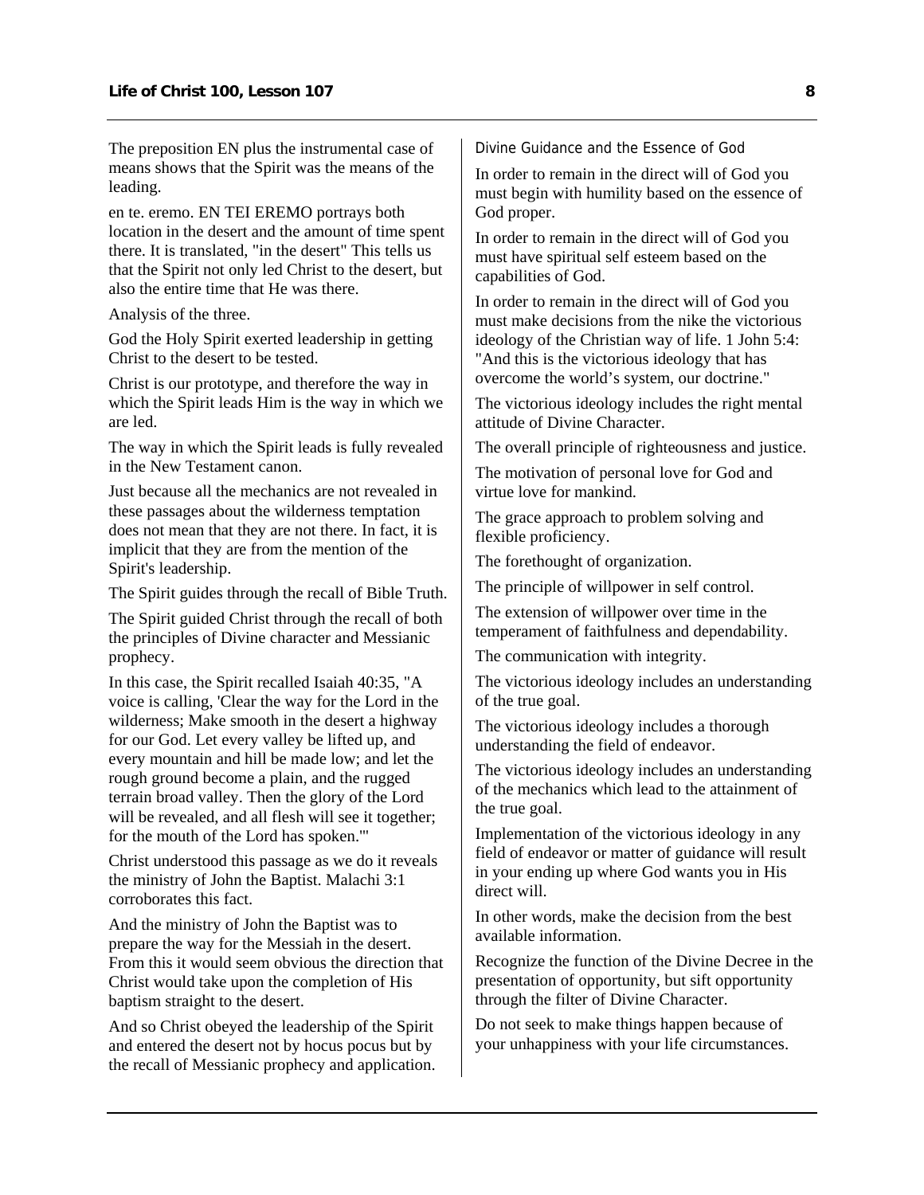The preposition EN plus the instrumental case of means shows that the Spirit was the means of the leading.

en te. eremo. EN TEI EREMO portrays both location in the desert and the amount of time spent there. It is translated, "in the desert" This tells us that the Spirit not only led Christ to the desert, but also the entire time that He was there.

Analysis of the three.

God the Holy Spirit exerted leadership in getting Christ to the desert to be tested.

Christ is our prototype, and therefore the way in which the Spirit leads Him is the way in which we are led.

The way in which the Spirit leads is fully revealed in the New Testament canon.

Just because all the mechanics are not revealed in these passages about the wilderness temptation does not mean that they are not there. In fact, it is implicit that they are from the mention of the Spirit's leadership.

The Spirit guides through the recall of Bible Truth.

The Spirit guided Christ through the recall of both the principles of Divine character and Messianic prophecy.

In this case, the Spirit recalled Isaiah 40:35, "A voice is calling, 'Clear the way for the Lord in the wilderness; Make smooth in the desert a highway for our God. Let every valley be lifted up, and every mountain and hill be made low; and let the rough ground become a plain, and the rugged terrain broad valley. Then the glory of the Lord will be revealed, and all flesh will see it together; for the mouth of the Lord has spoken.'"

Christ understood this passage as we do it reveals the ministry of John the Baptist. Malachi 3:1 corroborates this fact.

And the ministry of John the Baptist was to prepare the way for the Messiah in the desert. From this it would seem obvious the direction that Christ would take upon the completion of His baptism straight to the desert.

And so Christ obeyed the leadership of the Spirit and entered the desert not by hocus pocus but by the recall of Messianic prophecy and application.

### Divine Guidance and the Essence of God

In order to remain in the direct will of God you must begin with humility based on the essence of God proper.

In order to remain in the direct will of God you must have spiritual self esteem based on the capabilities of God.

In order to remain in the direct will of God you must make decisions from the nike the victorious ideology of the Christian way of life. 1 John 5:4: "And this is the victorious ideology that has overcome the world's system, our doctrine."

The victorious ideology includes the right mental attitude of Divine Character.

The overall principle of righteousness and justice.

The motivation of personal love for God and virtue love for mankind.

The grace approach to problem solving and flexible proficiency.

The forethought of organization.

The principle of willpower in self control.

The extension of willpower over time in the temperament of faithfulness and dependability.

The communication with integrity.

The victorious ideology includes an understanding of the true goal.

The victorious ideology includes a thorough understanding the field of endeavor.

The victorious ideology includes an understanding of the mechanics which lead to the attainment of the true goal.

Implementation of the victorious ideology in any field of endeavor or matter of guidance will result in your ending up where God wants you in His direct will.

In other words, make the decision from the best available information.

Recognize the function of the Divine Decree in the presentation of opportunity, but sift opportunity through the filter of Divine Character.

Do not seek to make things happen because of your unhappiness with your life circumstances.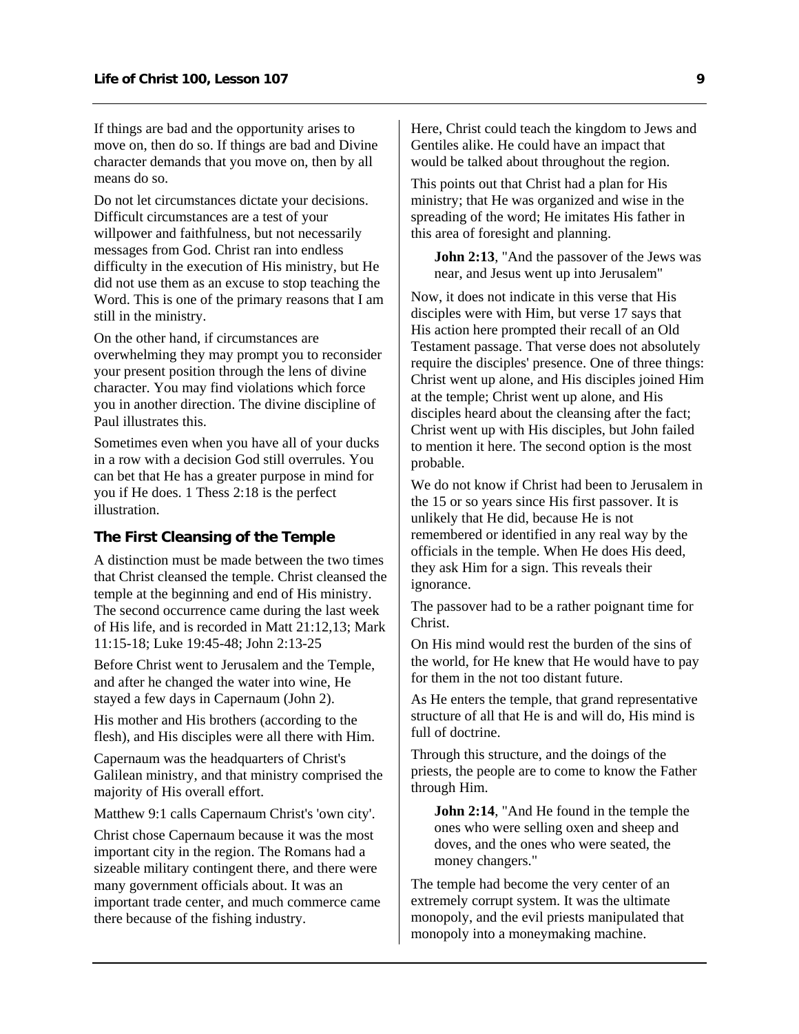If things are bad and the opportunity arises to move on, then do so. If things are bad and Divine character demands that you move on, then by all means do so.

Do not let circumstances dictate your decisions. Difficult circumstances are a test of your willpower and faithfulness, but not necessarily messages from God. Christ ran into endless difficulty in the execution of His ministry, but He did not use them as an excuse to stop teaching the Word. This is one of the primary reasons that I am still in the ministry.

On the other hand, if circumstances are overwhelming they may prompt you to reconsider your present position through the lens of divine character. You may find violations which force you in another direction. The divine discipline of Paul illustrates this.

Sometimes even when you have all of your ducks in a row with a decision God still overrules. You can bet that He has a greater purpose in mind for you if He does. 1 Thess 2:18 is the perfect illustration.

### The First Cleansing of the Temple

A distinction must be made between the two times that Christ cleansed the temple. Christ cleansed the temple at the beginning and end of His ministry. The second occurrence came during the last week of His life, and is recorded in Matt 21:12,13; Mark 11:15-18; Luke 19:45-48; John 2:13-25

Before Christ went to Jerusalem and the Temple, and after he changed the water into wine, He stayed a few days in Capernaum (John 2).

His mother and His brothers (according to the flesh), and His disciples were all there with Him.

Capernaum was the headquarters of Christ's Galilean ministry, and that ministry comprised the majority of His overall effort.

Matthew 9:1 calls Capernaum Christ's 'own city'.

Christ chose Capernaum because it was the most important city in the region. The Romans had a sizeable military contingent there, and there were many government officials about. It was an important trade center, and much commerce came there because of the fishing industry.

Here, Christ could teach the kingdom to Jews and Gentiles alike. He could have an impact that would be talked about throughout the region.

This points out that Christ had a plan for His ministry; that He was organized and wise in the spreading of the word; He imitates His father in this area of foresight and planning.

> **John 2:13**, "And the passover of the Jews was near, and Jesus went up into Jerusalem"

Now, it does not indicate in this verse that His disciples were with Him, but verse 17 says that His action here prompted their recall of an Old Testament passage. That verse does not absolutely require the disciples' presence. One of three things: Christ went up alone, and His disciples joined Him at the temple; Christ went up alone, and His disciples heard about the cleansing after the fact; Christ went up with His disciples, but John failed to mention it here. The second option is the most probable.

We do not know if Christ had been to Jerusalem in the 15 or so years since His first passover. It is unlikely that He did, because He is not remembered or identified in any real way by the officials in the temple. When He does His deed, they ask Him for a sign. This reveals their ignorance.

The passover had to be a rather poignant time for Christ.

On His mind would rest the burden of the sins of the world, for He knew that He would have to pay for them in the not too distant future.

As He enters the temple, that grand representative structure of all that He is and will do, His mind is full of doctrine.

Through this structure, and the doings of the priests, the people are to come to know the Father through Him.

> **John 2:14**, "And He found in the temple the ones who were selling oxen and sheep and doves, and the ones who were seated, the money changers."

The temple had become the very center of an extremely corrupt system. It was the ultimate monopoly, and the evil priests manipulated that monopoly into a moneymaking machine.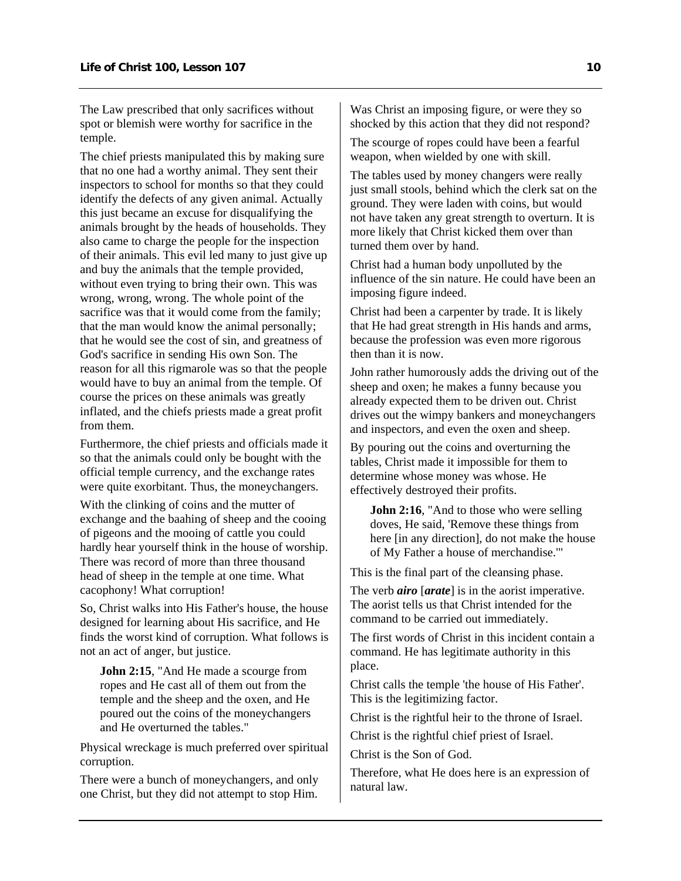The Law prescribed that only sacrifices without spot or blemish were worthy for sacrifice in the temple.

The chief priests manipulated this by making sure that no one had a worthy animal. They sent their inspectors to school for months so that they could identify the defects of any given animal. Actually this just became an excuse for disqualifying the animals brought by the heads of households. They also came to charge the people for the inspection of their animals. This evil led many to just give up and buy the animals that the temple provided, without even trying to bring their own. This was wrong, wrong, wrong. The whole point of the sacrifice was that it would come from the family; that the man would know the animal personally; that he would see the cost of sin, and greatness of God's sacrifice in sending His own Son. The reason for all this rigmarole was so that the people would have to buy an animal from the temple. Of course the prices on these animals was greatly inflated, and the chiefs priests made a great profit from them.

Furthermore, the chief priests and officials made it so that the animals could only be bought with the official temple currency, and the exchange rates were quite exorbitant. Thus, the moneychangers.

With the clinking of coins and the mutter of exchange and the baahing of sheep and the cooing of pigeons and the mooing of cattle you could hardly hear yourself think in the house of worship. There was record of more than three thousand head of sheep in the temple at one time. What cacophony! What corruption!

So, Christ walks into His Father's house, the house designed for learning about His sacrifice, and He finds the worst kind of corruption. What follows is not an act of anger, but justice.

> **John 2:15**, "And He made a scourge from ropes and He cast all of them out from the temple and the sheep and the oxen, and He poured out the coins of the moneychangers and He overturned the tables."

Physical wreckage is much preferred over spiritual corruption.

There were a bunch of moneychangers, and only one Christ, but they did not attempt to stop Him. Was Christ an imposing figure, or were they so shocked by this action that they did not respond?

The scourge of ropes could have been a fearful weapon, when wielded by one with skill.

The tables used by money changers were really just small stools, behind which the clerk sat on the ground. They were laden with coins, but would not have taken any great strength to overturn. It is more likely that Christ kicked them over than turned them over by hand.

Christ had a human body unpolluted by the influence of the sin nature. He could have been an imposing figure indeed.

Christ had been a carpenter by trade. It is likely that He had great strength in His hands and arms, because the profession was even more rigorous then than it is now.

John rather humorously adds the driving out of the sheep and oxen; he makes a funny because you already expected them to be driven out. Christ drives out the wimpy bankers and moneychangers and inspectors, and even the oxen and sheep.

By pouring out the coins and overturning the tables, Christ made it impossible for them to determine whose money was whose. He effectively destroyed their profits.

> **John 2:16**, "And to those who were selling doves, He said, 'Remove these things from here [in any direction], do not make the house of My Father a house of merchandise.'"

This is the final part of the cleansing phase.

The verb ***airo*** [***arate***] is in the aorist imperative. The aorist tells us that Christ intended for the command to be carried out immediately.

The first words of Christ in this incident contain a command. He has legitimate authority in this place.

Christ calls the temple 'the house of His Father'. This is the legitimizing factor.

Christ is the rightful heir to the throne of Israel.

Christ is the rightful chief priest of Israel.

Christ is the Son of God.

Therefore, what He does here is an expression of natural law.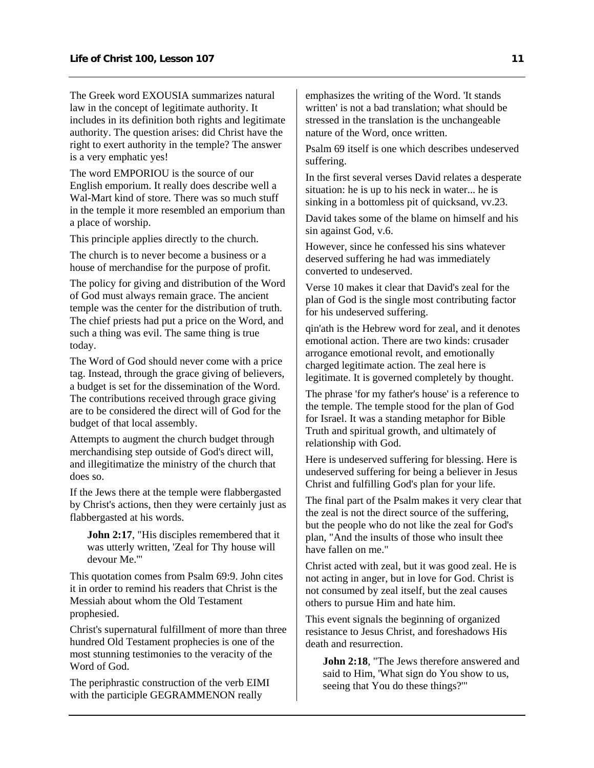The Greek word EXOUSIA summarizes natural law in the concept of legitimate authority. It includes in its definition both rights and legitimate authority. The question arises: did Christ have the right to exert authority in the temple? The answer is a very emphatic yes!

The word EMPORIOU is the source of our English emporium. It really does describe well a Wal-Mart kind of store. There was so much stuff in the temple it more resembled an emporium than a place of worship.

This principle applies directly to the church.

The church is to never become a business or a house of merchandise for the purpose of profit.

The policy for giving and distribution of the Word of God must always remain grace. The ancient temple was the center for the distribution of truth. The chief priests had put a price on the Word, and such a thing was evil. The same thing is true today.

The Word of God should never come with a price tag. Instead, through the grace giving of believers, a budget is set for the dissemination of the Word. The contributions received through grace giving are to be considered the direct will of God for the budget of that local assembly.

Attempts to augment the church budget through merchandising step outside of God's direct will, and illegitimatize the ministry of the church that does so.

If the Jews there at the temple were flabbergasted by Christ's actions, then they were certainly just as flabbergasted at his words.

> **John 2:17**, "His disciples remembered that it was utterly written, 'Zeal for Thy house will devour Me.'"

This quotation comes from Psalm 69:9. John cites it in order to remind his readers that Christ is the Messiah about whom the Old Testament prophesied.

Christ's supernatural fulfillment of more than three hundred Old Testament prophecies is one of the most stunning testimonies to the veracity of the Word of God.

The periphrastic construction of the verb EIMI with the participle GEGRAMMENON really emphasizes the writing of the Word. 'It stands written' is not a bad translation; what should be stressed in the translation is the unchangeable nature of the Word, once written.

Psalm 69 itself is one which describes undeserved suffering.

In the first several verses David relates a desperate situation: he is up to his neck in water... he is sinking in a bottomless pit of quicksand, vv.23.

David takes some of the blame on himself and his sin against God, v.6.

However, since he confessed his sins whatever deserved suffering he had was immediately converted to undeserved.

Verse 10 makes it clear that David's zeal for the plan of God is the single most contributing factor for his undeserved suffering.

qin'ath is the Hebrew word for zeal, and it denotes emotional action. There are two kinds: crusader arrogance emotional revolt, and emotionally charged legitimate action. The zeal here is legitimate. It is governed completely by thought.

The phrase 'for my father's house' is a reference to the temple. The temple stood for the plan of God for Israel. It was a standing metaphor for Bible Truth and spiritual growth, and ultimately of relationship with God.

Here is undeserved suffering for blessing. Here is undeserved suffering for being a believer in Jesus Christ and fulfilling God's plan for your life.

The final part of the Psalm makes it very clear that the zeal is not the direct source of the suffering, but the people who do not like the zeal for God's plan, "And the insults of those who insult thee have fallen on me."

Christ acted with zeal, but it was good zeal. He is not acting in anger, but in love for God. Christ is not consumed by zeal itself, but the zeal causes others to pursue Him and hate him.

This event signals the beginning of organized resistance to Jesus Christ, and foreshadows His death and resurrection.

> **John 2:18**, "The Jews therefore answered and said to Him, 'What sign do You show to us, seeing that You do these things?'"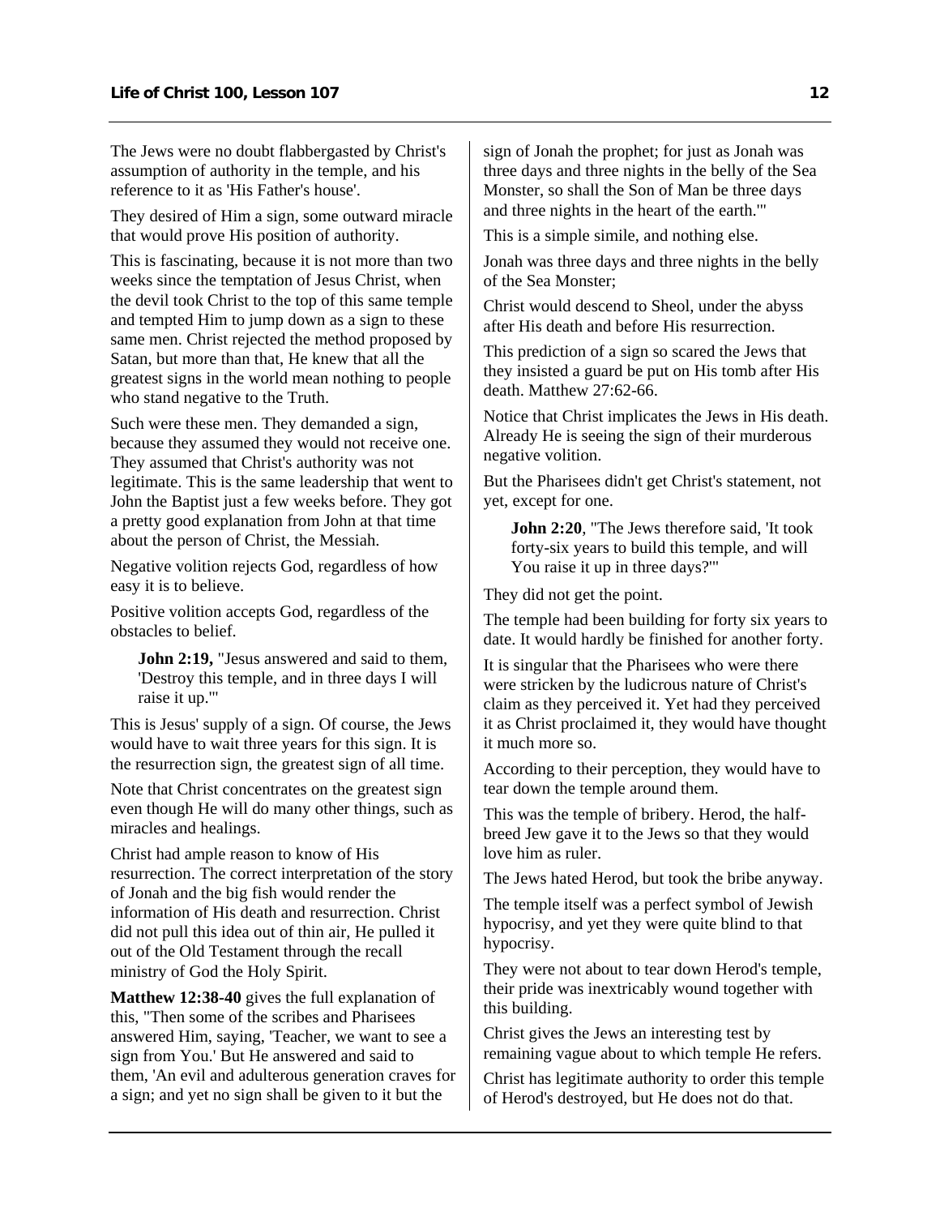The Jews were no doubt flabbergasted by Christ's assumption of authority in the temple, and his reference to it as 'His Father's house'.

They desired of Him a sign, some outward miracle that would prove His position of authority.

This is fascinating, because it is not more than two weeks since the temptation of Jesus Christ, when the devil took Christ to the top of this same temple and tempted Him to jump down as a sign to these same men. Christ rejected the method proposed by Satan, but more than that, He knew that all the greatest signs in the world mean nothing to people who stand negative to the Truth.

Such were these men. They demanded a sign, because they assumed they would not receive one. They assumed that Christ's authority was not legitimate. This is the same leadership that went to John the Baptist just a few weeks before. They got a pretty good explanation from John at that time about the person of Christ, the Messiah.

Negative volition rejects God, regardless of how easy it is to believe.

Positive volition accepts God, regardless of the obstacles to belief.

> **John 2:19,** "Jesus answered and said to them, 'Destroy this temple, and in three days I will raise it up.'"

This is Jesus' supply of a sign. Of course, the Jews would have to wait three years for this sign. It is the resurrection sign, the greatest sign of all time.

Note that Christ concentrates on the greatest sign even though He will do many other things, such as miracles and healings.

Christ had ample reason to know of His resurrection. The correct interpretation of the story of Jonah and the big fish would render the information of His death and resurrection. Christ did not pull this idea out of thin air, He pulled it out of the Old Testament through the recall ministry of God the Holy Spirit.

**Matthew 12:38-40** gives the full explanation of this, "Then some of the scribes and Pharisees answered Him, saying, 'Teacher, we want to see a sign from You.' But He answered and said to them, 'An evil and adulterous generation craves for a sign; and yet no sign shall be given to it but the sign of Jonah the prophet; for just as Jonah was three days and three nights in the belly of the Sea Monster, so shall the Son of Man be three days and three nights in the heart of the earth.'"

This is a simple simile, and nothing else.

Jonah was three days and three nights in the belly of the Sea Monster;

Christ would descend to Sheol, under the abyss after His death and before His resurrection.

This prediction of a sign so scared the Jews that they insisted a guard be put on His tomb after His death. Matthew 27:62-66.

Notice that Christ implicates the Jews in His death. Already He is seeing the sign of their murderous negative volition.

But the Pharisees didn't get Christ's statement, not yet, except for one.

> **John 2:20**, "The Jews therefore said, 'It took forty-six years to build this temple, and will You raise it up in three days?'"

They did not get the point.

The temple had been building for forty six years to date. It would hardly be finished for another forty.

It is singular that the Pharisees who were there were stricken by the ludicrous nature of Christ's claim as they perceived it. Yet had they perceived it as Christ proclaimed it, they would have thought it much more so.

According to their perception, they would have to tear down the temple around them.

This was the temple of bribery. Herod, the half-breed Jew gave it to the Jews so that they would love him as ruler.

The Jews hated Herod, but took the bribe anyway.

The temple itself was a perfect symbol of Jewish hypocrisy, and yet they were quite blind to that hypocrisy.

They were not about to tear down Herod's temple, their pride was inextricably wound together with this building.

Christ gives the Jews an interesting test by remaining vague about to which temple He refers.

Christ has legitimate authority to order this temple of Herod's destroyed, but He does not do that.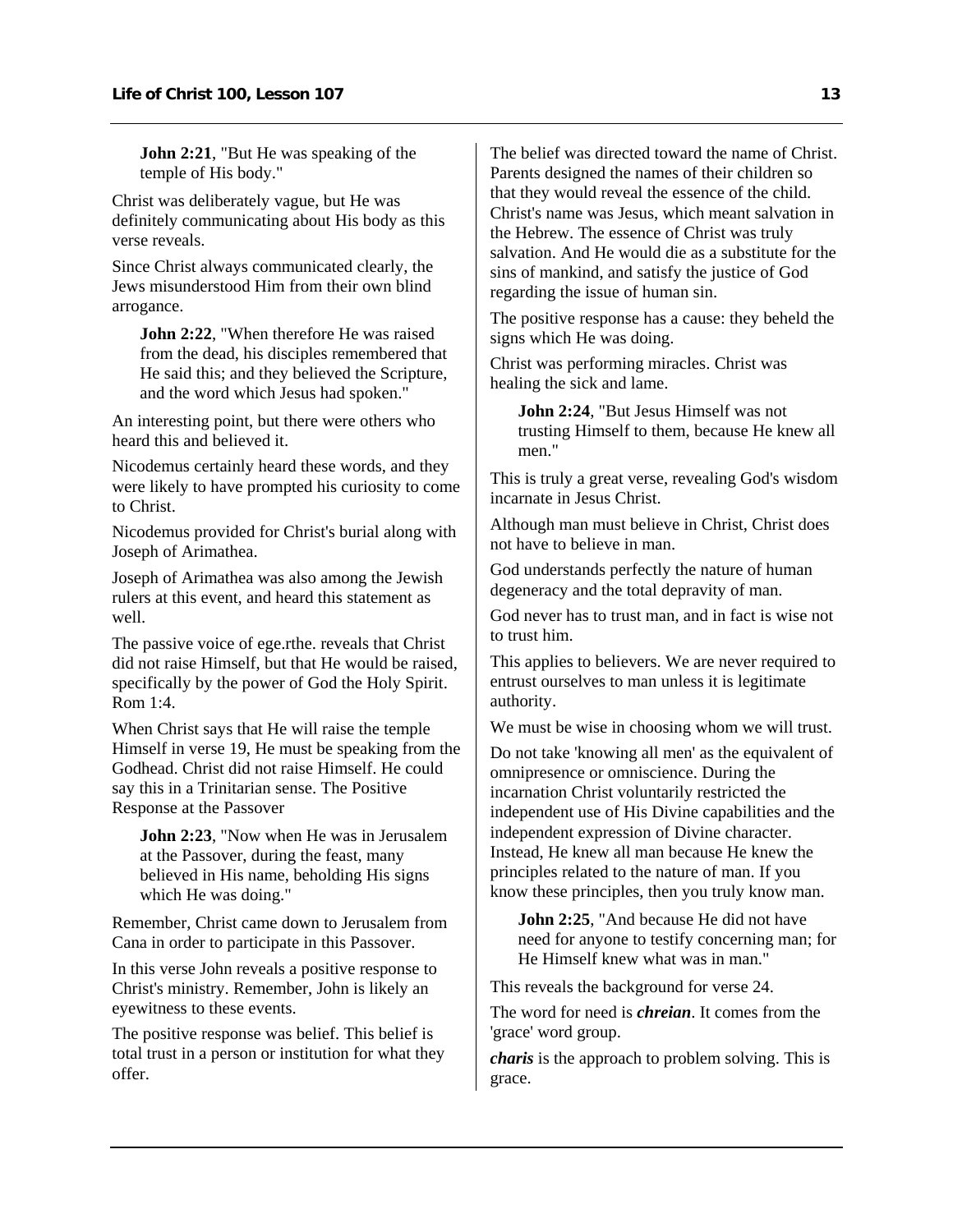**John 2:21**, "But He was speaking of the temple of His body."

Christ was deliberately vague, but He was definitely communicating about His body as this verse reveals.

Since Christ always communicated clearly, the Jews misunderstood Him from their own blind arrogance.

**John 2:22**, "When therefore He was raised from the dead, his disciples remembered that He said this; and they believed the Scripture, and the word which Jesus had spoken."

An interesting point, but there were others who heard this and believed it.

Nicodemus certainly heard these words, and they were likely to have prompted his curiosity to come to Christ.

Nicodemus provided for Christ's burial along with Joseph of Arimathea.

Joseph of Arimathea was also among the Jewish rulers at this event, and heard this statement as well.

The passive voice of ege.rthe. reveals that Christ did not raise Himself, but that He would be raised, specifically by the power of God the Holy Spirit. Rom 1:4.

When Christ says that He will raise the temple Himself in verse 19, He must be speaking from the Godhead. Christ did not raise Himself. He could say this in a Trinitarian sense. The Positive Response at the Passover

**John 2:23**, "Now when He was in Jerusalem at the Passover, during the feast, many believed in His name, beholding His signs which He was doing."

Remember, Christ came down to Jerusalem from Cana in order to participate in this Passover.

In this verse John reveals a positive response to Christ's ministry. Remember, John is likely an eyewitness to these events.

The positive response was belief. This belief is total trust in a person or institution for what they offer.

The belief was directed toward the name of Christ. Parents designed the names of their children so that they would reveal the essence of the child. Christ's name was Jesus, which meant salvation in the Hebrew. The essence of Christ was truly salvation. And He would die as a substitute for the sins of mankind, and satisfy the justice of God regarding the issue of human sin.

The positive response has a cause: they beheld the signs which He was doing.

Christ was performing miracles. Christ was healing the sick and lame.

**John 2:24**, "But Jesus Himself was not trusting Himself to them, because He knew all men."

This is truly a great verse, revealing God's wisdom incarnate in Jesus Christ.

Although man must believe in Christ, Christ does not have to believe in man.

God understands perfectly the nature of human degeneracy and the total depravity of man.

God never has to trust man, and in fact is wise not to trust him.

This applies to believers. We are never required to entrust ourselves to man unless it is legitimate authority.

We must be wise in choosing whom we will trust.

Do not take 'knowing all men' as the equivalent of omnipresence or omniscience. During the incarnation Christ voluntarily restricted the independent use of His Divine capabilities and the independent expression of Divine character. Instead, He knew all man because He knew the principles related to the nature of man. If you know these principles, then you truly know man.

**John 2:25**, "And because He did not have need for anyone to testify concerning man; for He Himself knew what was in man."

This reveals the background for verse 24.

The word for need is ***chreian***. It comes from the 'grace' word group.

***charis*** is the approach to problem solving. This is grace.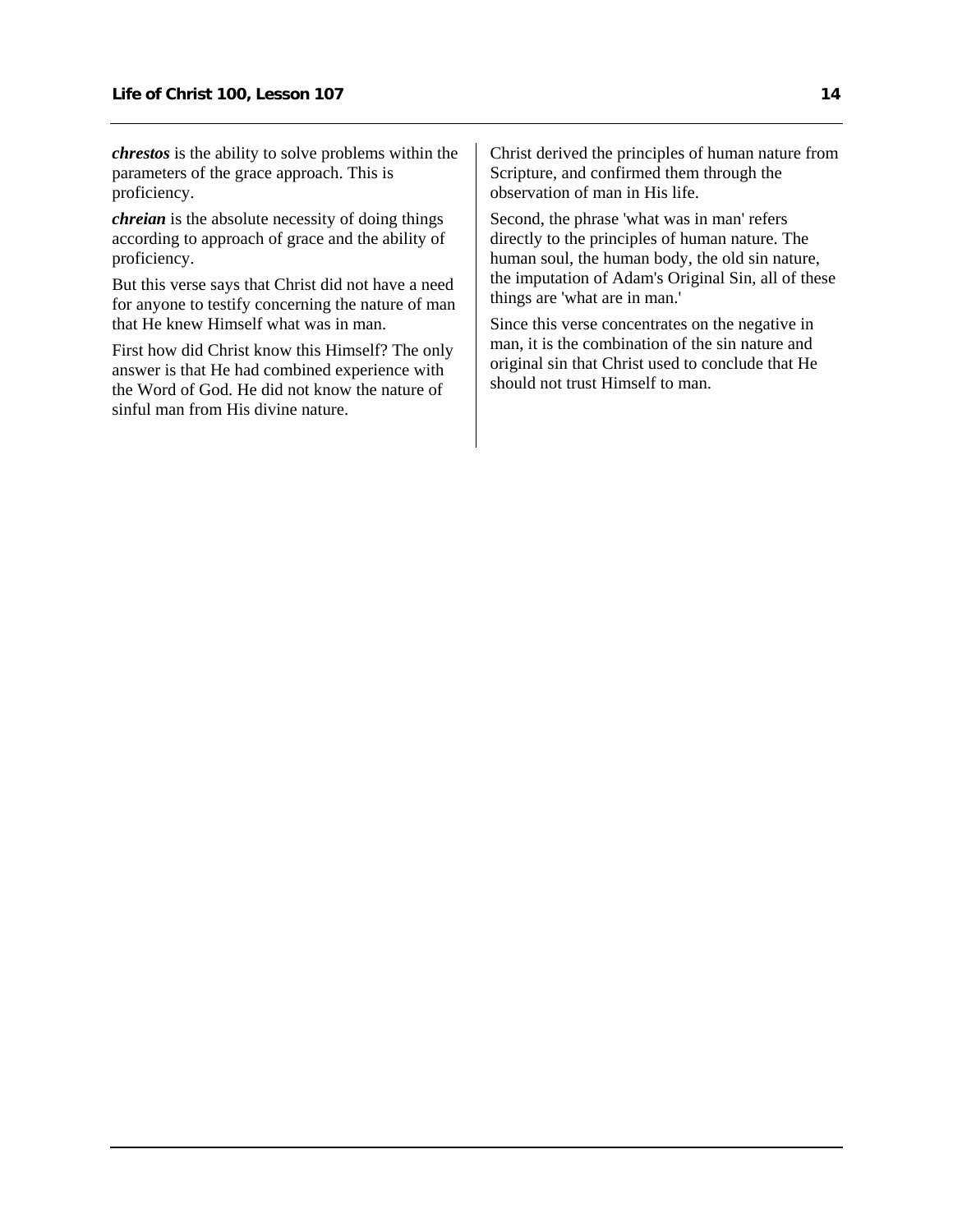***chrestos*** is the ability to solve problems within the parameters of the grace approach. This is proficiency.

***chreian*** is the absolute necessity of doing things according to approach of grace and the ability of proficiency.

But this verse says that Christ did not have a need for anyone to testify concerning the nature of man that He knew Himself what was in man.

First how did Christ know this Himself? The only answer is that He had combined experience with the Word of God. He did not know the nature of sinful man from His divine nature.

Christ derived the principles of human nature from Scripture, and confirmed them through the observation of man in His life.

Second, the phrase 'what was in man' refers directly to the principles of human nature. The human soul, the human body, the old sin nature, the imputation of Adam's Original Sin, all of these things are 'what are in man.'

Since this verse concentrates on the negative in man, it is the combination of the sin nature and original sin that Christ used to conclude that He should not trust Himself to man.